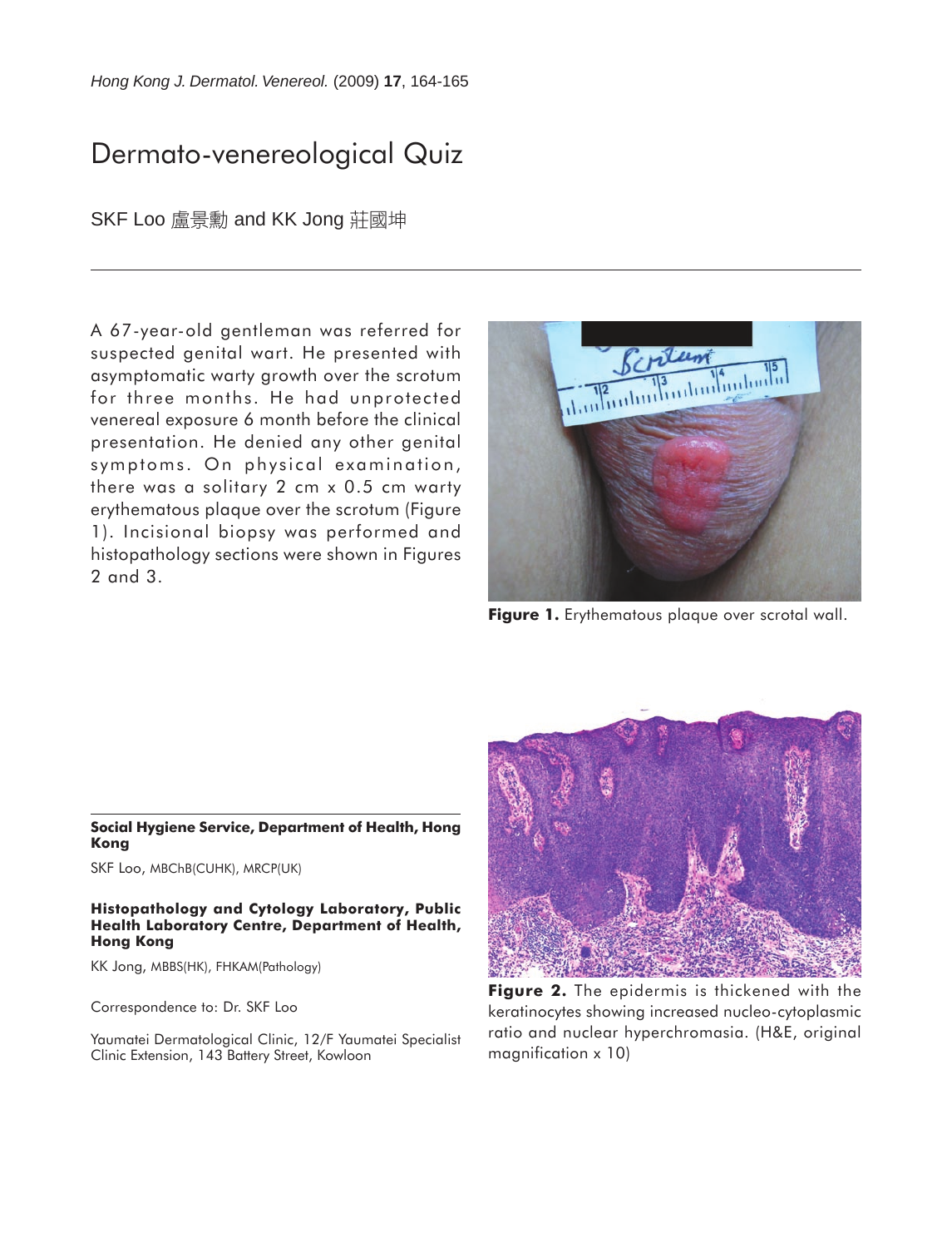# Dermato-venereological Quiz

SKF Loo 盧景勳 and KK Jong 莊國坤

A 67-year-old gentleman was referred for suspected genital wart. He presented with asymptomatic warty growth over the scrotum for three months. He had unprotected venereal exposure 6 month before the clinical presentation. He denied any other genital symptoms. On physical examination, there was a solitary 2 cm x 0.5 cm warty erythematous plaque over the scrotum (Figure 1). Incisional biopsy was performed and histopathology sections were shown in Figures 2 and 3.

**Figure 1.** Erythematous plaque over scrotal wall.

**Figure 2.** The epidermis is thickened with the keratinocytes showing increased nucleo-cytoplasmic ratio and nuclear hyperchromasia. (H&E, original magnification x 10)

---

**Social Hygiene Service, Department of Health, Hong Kong**

SKF Loo, MBChB(CUHK), MRCP(UK)

**Histopathology and Cytology Laboratory, Public Health Laboratory Centre, Department of Health, Hong Kong**

KK Jong, MBBS(HK), FHKAM(Pathology)

Correspondence to: Dr. SKF Loo

Yaumatei Dermatological Clinic, 12/F Yaumatei Specialist Clinic Extension, 143 Battery Street, Kowloon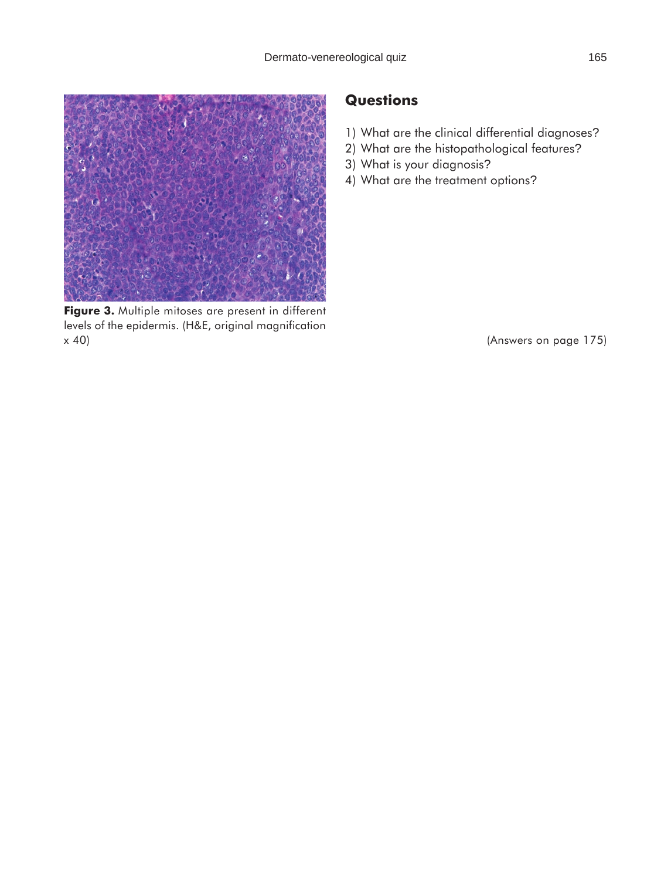Figure 3. Multiple mitoses are present in different levels of the epidermis. (H&E, original magnification x 40)

## Questions

1) What are the clinical differential diagnoses?
2) What are the histopathological features?
3) What is your diagnosis?
4) What are the treatment options?

(Answers on page 175)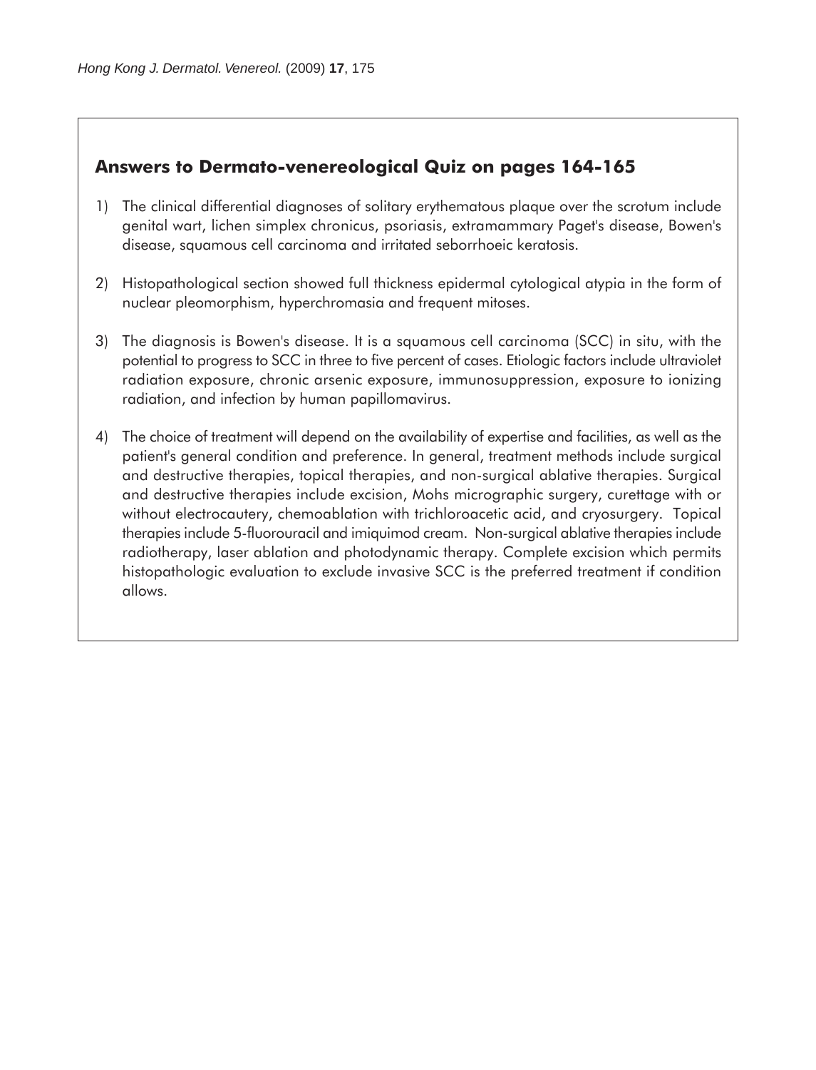## Answers to Dermato-venereological Quiz on pages 164-165

1) The clinical differential diagnoses of solitary erythematous plaque over the scrotum include genital wart, lichen simplex chronicus, psoriasis, extramammary Paget's disease, Bowen's disease, squamous cell carcinoma and irritated seborrhoeic keratosis.

2) Histopathological section showed full thickness epidermal cytological atypia in the form of nuclear pleomorphism, hyperchromasia and frequent mitoses.

3) The diagnosis is Bowen's disease. It is a squamous cell carcinoma (SCC) in situ, with the potential to progress to SCC in three to five percent of cases. Etiologic factors include ultraviolet radiation exposure, chronic arsenic exposure, immunosuppression, exposure to ionizing radiation, and infection by human papillomavirus.

4) The choice of treatment will depend on the availability of expertise and facilities, as well as the patient's general condition and preference. In general, treatment methods include surgical and destructive therapies, topical therapies, and non-surgical ablative therapies. Surgical and destructive therapies include excision, Mohs micrographic surgery, curettage with or without electrocautery, chemoablation with trichloroacetic acid, and cryosurgery. Topical therapies include 5-fluorouracil and imiquimod cream. Non-surgical ablative therapies include radiotherapy, laser ablation and photodynamic therapy. Complete excision which permits histopathologic evaluation to exclude invasive SCC is the preferred treatment if condition allows.